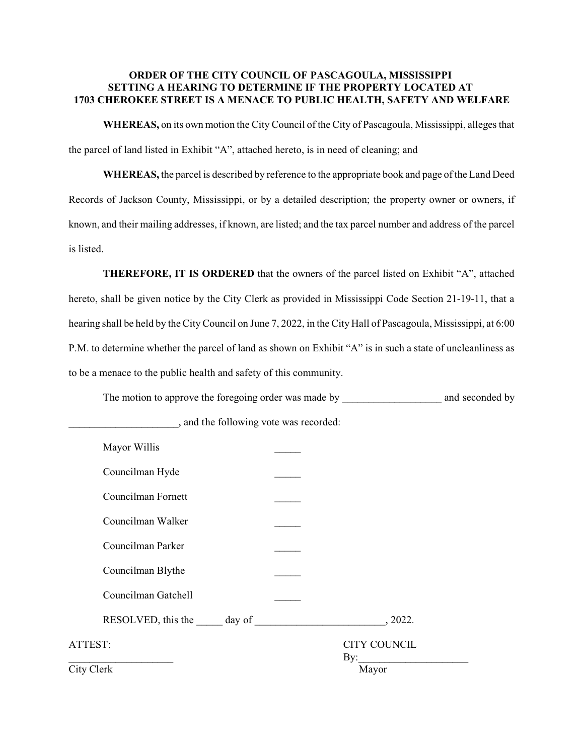**ORDER OF THE CITY COUNCIL OF PASCAGOULA, MISSISSIPPI SETTING A HEARING TO DETERMINE IF THE PROPERTY LOCATED AT 1703 CHEROKEE STREET IS A MENACE TO PUBLIC HEALTH, SAFETY AND WELFARE**

**WHEREAS,** on its own motion the City Council of the City of Pascagoula, Mississippi, alleges that the parcel of land listed in Exhibit "A", attached hereto, is in need of cleaning; and

**WHEREAS,** the parcel is described by reference to the appropriate book and page of the Land Deed Records of Jackson County, Mississippi, or by a detailed description; the property owner or owners, if known, and their mailing addresses, if known, are listed; and the tax parcel number and address of the parcel is listed.

**THEREFORE, IT IS ORDERED** that the owners of the parcel listed on Exhibit "A", attached hereto, shall be given notice by the City Clerk as provided in Mississippi Code Section 21-19-11, that a hearing shall be held by the City Council on June 7, 2022, in the City Hall of Pascagoula, Mississippi, at 6:00 P.M. to determine whether the parcel of land as shown on Exhibit "A" is in such a state of uncleanliness as to be a menace to the public health and safety of this community.

The motion to approve the foregoing order was made by ___________________ and seconded by _____________________, and the following vote was recorded:

Mayor Willis _____

Councilman Hyde _____

Councilman Fornett _____

Councilman Walker _____

Councilman Parker _____

Councilman Blythe _____

Councilman Gatchell _____

RESOLVED, this the _____ day of _________________________, 2022.

ATTEST:

____________________

City Clerk

CITY COUNCIL

By:_____________________

Mayor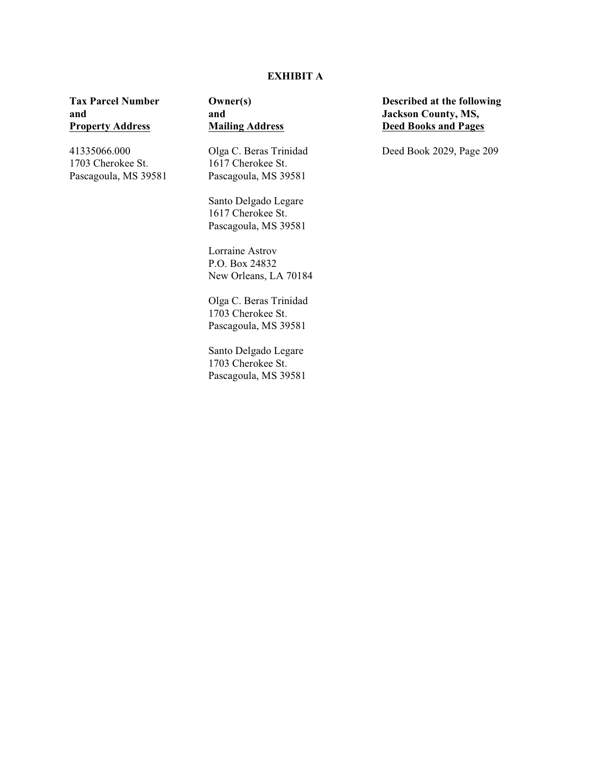# EXHIBIT A

| **Tax Parcel Number and <u>Property Address</u>** | **Owner(s) and <u>Mailing Address</u>** | **Described at the following Jackson County, MS, <u>Deed Books and Pages</u>** |
|---|---|---|
| 41335066.000<br>1703 Cherokee St.<br>Pascagoula, MS 39581 | Olga C. Beras Trinidad<br>1617 Cherokee St.<br>Pascagoula, MS 39581<br><br>Santo Delgado Legare<br>1617 Cherokee St.<br>Pascagoula, MS 39581<br><br>Lorraine Astrov<br>P.O. Box 24832<br>New Orleans, LA 70184<br><br>Olga C. Beras Trinidad<br>1703 Cherokee St.<br>Pascagoula, MS 39581<br><br>Santo Delgado Legare<br>1703 Cherokee St.<br>Pascagoula, MS 39581 | Deed Book 2029, Page 209 |